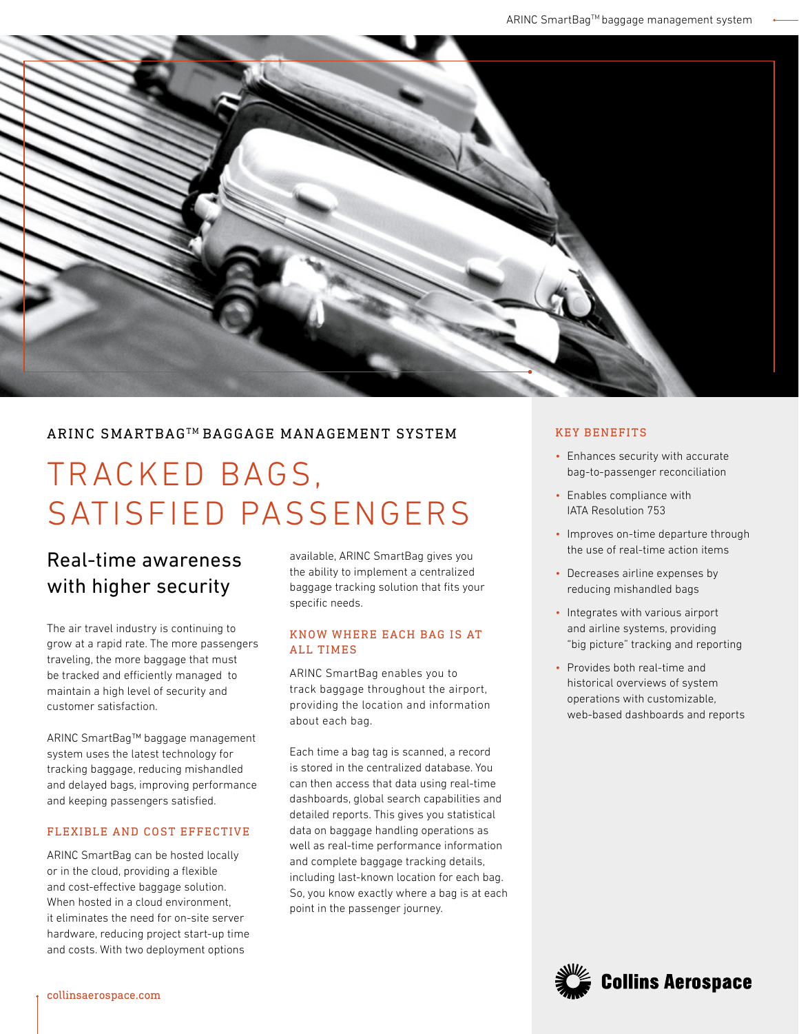ARINC SMARTBAG™ BAGGAGE MANAGEMENT SYSTEM

# TRACKED BAGS, SATISFIED PASSENGERS

## Real-time awareness with higher security

The air travel industry is continuing to grow at a rapid rate. The more passengers traveling, the more baggage that must be tracked and efficiently managed to maintain a high level of security and customer satisfaction.

ARINC SmartBag™ baggage management system uses the latest technology for tracking baggage, reducing mishandled and delayed bags, improving performance and keeping passengers satisfied.

### FLEXIBLE AND COST EFFECTIVE

ARINC SmartBag can be hosted locally or in the cloud, providing a flexible and cost-effective baggage solution. When hosted in a cloud environment, it eliminates the need for on-site server hardware, reducing project start-up time and costs. With two deployment options available, ARINC SmartBag gives you the ability to implement a centralized baggage tracking solution that fits your specific needs.

### KNOW WHERE EACH BAG IS AT ALL TIMES

ARINC SmartBag enables you to track baggage throughout the airport, providing the location and information about each bag.

Each time a bag tag is scanned, a record is stored in the centralized database. You can then access that data using real-time dashboards, global search capabilities and detailed reports. This gives you statistical data on baggage handling operations as well as real-time performance information and complete baggage tracking details, including last-known location for each bag. So, you know exactly where a bag is at each point in the passenger journey.

### KEY BENEFITS

- Enhances security with accurate bag-to-passenger reconciliation
- Enables compliance with IATA Resolution 753
- Improves on-time departure through the use of real-time action items
- Decreases airline expenses by reducing mishandled bags
- Integrates with various airport and airline systems, providing "big picture" tracking and reporting
- Provides both real-time and historical overviews of system operations with customizable, web-based dashboards and reports

collinsaerospace.com

Collins Aerospace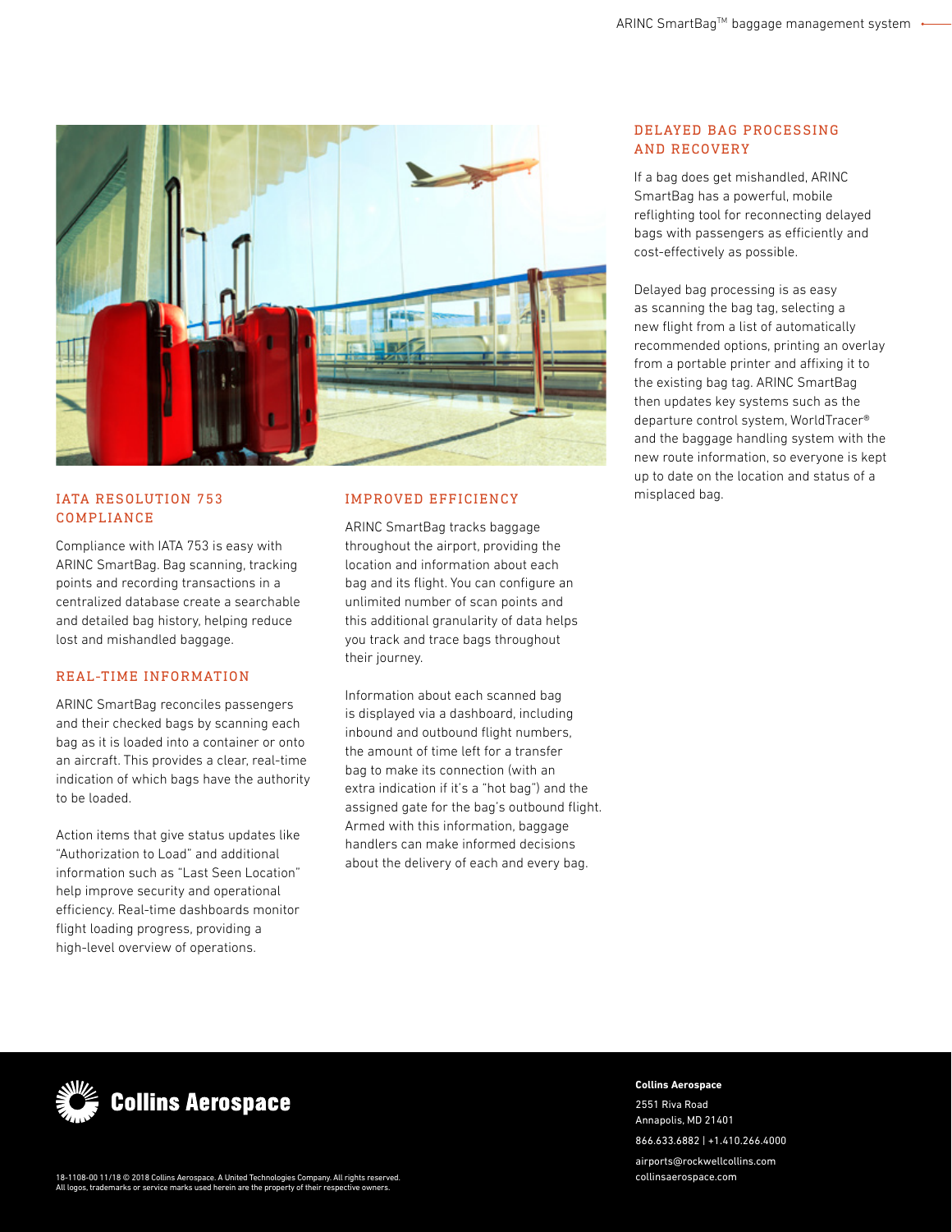## IATA RESOLUTION 753 COMPLIANCE

Compliance with IATA 753 is easy with ARINC SmartBag. Bag scanning, tracking points and recording transactions in a centralized database create a searchable and detailed bag history, helping reduce lost and mishandled baggage.

## REAL-TIME INFORMATION

ARINC SmartBag reconciles passengers and their checked bags by scanning each bag as it is loaded into a container or onto an aircraft. This provides a clear, real-time indication of which bags have the authority to be loaded.

Action items that give status updates like "Authorization to Load" and additional information such as "Last Seen Location" help improve security and operational efficiency. Real-time dashboards monitor flight loading progress, providing a high-level overview of operations.

## IMPROVED EFFICIENCY

ARINC SmartBag tracks baggage throughout the airport, providing the location and information about each bag and its flight. You can configure an unlimited number of scan points and this additional granularity of data helps you track and trace bags throughout their journey.

Information about each scanned bag is displayed via a dashboard, including inbound and outbound flight numbers, the amount of time left for a transfer bag to make its connection (with an extra indication if it's a "hot bag") and the assigned gate for the bag's outbound flight. Armed with this information, baggage handlers can make informed decisions about the delivery of each and every bag.

## DELAYED BAG PROCESSING AND RECOVERY

If a bag does get mishandled, ARINC SmartBag has a powerful, mobile reflighting tool for reconnecting delayed bags with passengers as efficiently and cost-effectively as possible.

Delayed bag processing is as easy as scanning the bag tag, selecting a new flight from a list of automatically recommended options, printing an overlay from a portable printer and affixing it to the existing bag tag. ARINC SmartBag then updates key systems such as the departure control system, WorldTracer® and the baggage handling system with the new route information, so everyone is kept up to date on the location and status of a misplaced bag.

**Collins Aerospace**

**Collins Aerospace**
2551 Riva Road
Annapolis, MD 21401
866.633.6882 | +1.410.266.4000
airports@rockwellcollins.com
collinsaerospace.com

18-1108-00 11/18 © 2018 Collins Aerospace. A United Technologies Company. All rights reserved.
All logos, trademarks or service marks used herein are the property of their respective owners.